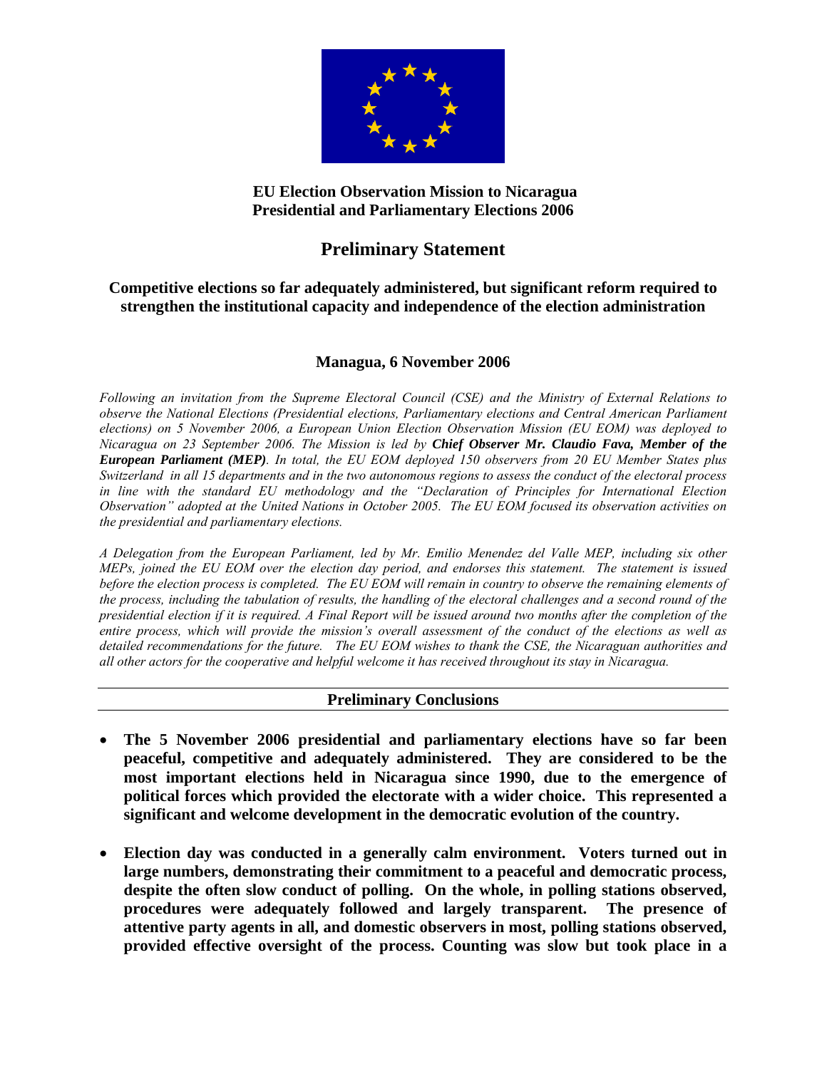**EU Election Observation Mission to Nicaragua**
**Presidential and Parliamentary Elections 2006**

# Preliminary Statement

## Competitive elections so far adequately administered, but significant reform required to strengthen the institutional capacity and independence of the election administration

**Managua, 6 November 2006**

*Following an invitation from the Supreme Electoral Council (CSE) and the Ministry of External Relations to observe the National Elections (Presidential elections, Parliamentary elections and Central American Parliament elections) on 5 November 2006, a European Union Election Observation Mission (EU EOM) was deployed to Nicaragua on 23 September 2006. The Mission is led by **Chief Observer Mr. Claudio Fava, Member of the European Parliament (MEP)**. In total, the EU EOM deployed 150 observers from 20 EU Member States plus Switzerland in all 15 departments and in the two autonomous regions to assess the conduct of the electoral process in line with the standard EU methodology and the "Declaration of Principles for International Election Observation" adopted at the United Nations in October 2005. The EU EOM focused its observation activities on the presidential and parliamentary elections.*

*A Delegation from the European Parliament, led by Mr. Emilio Menendez del Valle MEP, including six other MEPs, joined the EU EOM over the election day period, and endorses this statement. The statement is issued before the election process is completed. The EU EOM will remain in country to observe the remaining elements of the process, including the tabulation of results, the handling of the electoral challenges and a second round of the presidential election if it is required. A Final Report will be issued around two months after the completion of the entire process, which will provide the mission's overall assessment of the conduct of the elections as well as detailed recommendations for the future. The EU EOM wishes to thank the CSE, the Nicaraguan authorities and all other actors for the cooperative and helpful welcome it has received throughout its stay in Nicaragua.*

## Preliminary Conclusions

- **The 5 November 2006 presidential and parliamentary elections have so far been peaceful, competitive and adequately administered. They are considered to be the most important elections held in Nicaragua since 1990, due to the emergence of political forces which provided the electorate with a wider choice. This represented a significant and welcome development in the democratic evolution of the country.**

- **Election day was conducted in a generally calm environment. Voters turned out in large numbers, demonstrating their commitment to a peaceful and democratic process, despite the often slow conduct of polling. On the whole, in polling stations observed, procedures were adequately followed and largely transparent. The presence of attentive party agents in all, and domestic observers in most, polling stations observed, provided effective oversight of the process. Counting was slow but took place in a**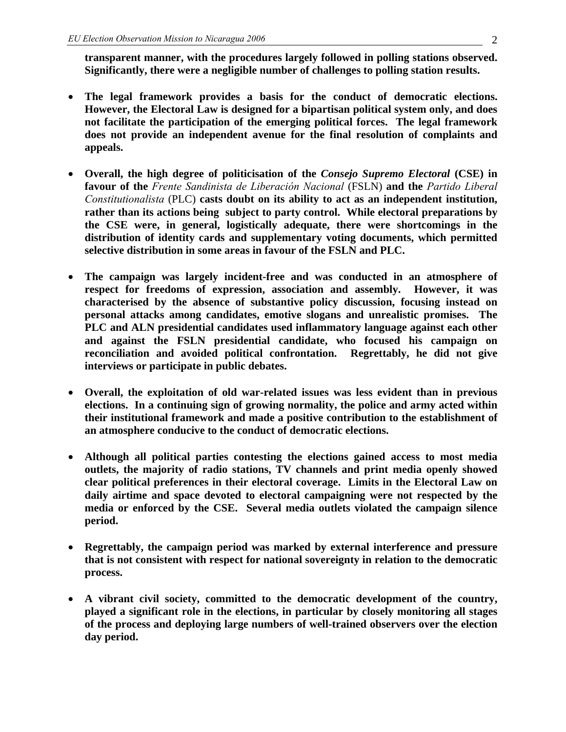**transparent manner, with the procedures largely followed in polling stations observed. Significantly, there were a negligible number of challenges to polling station results.**

- **The legal framework provides a basis for the conduct of democratic elections. However, the Electoral Law is designed for a bipartisan political system only, and does not facilitate the participation of the emerging political forces. The legal framework does not provide an independent avenue for the final resolution of complaints and appeals.**

- **Overall, the high degree of politicisation of the *Consejo Supremo Electoral* (CSE) in favour of the** *Frente Sandinista de Liberación Nacional* (FSLN) **and the** *Partido Liberal Constitutionalista* (PLC) **casts doubt on its ability to act as an independent institution, rather than its actions being subject to party control. While electoral preparations by the CSE were, in general, logistically adequate, there were shortcomings in the distribution of identity cards and supplementary voting documents, which permitted selective distribution in some areas in favour of the FSLN and PLC.**

- **The campaign was largely incident-free and was conducted in an atmosphere of respect for freedoms of expression, association and assembly. However, it was characterised by the absence of substantive policy discussion, focusing instead on personal attacks among candidates, emotive slogans and unrealistic promises. The PLC and ALN presidential candidates used inflammatory language against each other and against the FSLN presidential candidate, who focused his campaign on reconciliation and avoided political confrontation. Regrettably, he did not give interviews or participate in public debates.**

- **Overall, the exploitation of old war-related issues was less evident than in previous elections. In a continuing sign of growing normality, the police and army acted within their institutional framework and made a positive contribution to the establishment of an atmosphere conducive to the conduct of democratic elections.**

- **Although all political parties contesting the elections gained access to most media outlets, the majority of radio stations, TV channels and print media openly showed clear political preferences in their electoral coverage. Limits in the Electoral Law on daily airtime and space devoted to electoral campaigning were not respected by the media or enforced by the CSE. Several media outlets violated the campaign silence period.**

- **Regrettably, the campaign period was marked by external interference and pressure that is not consistent with respect for national sovereignty in relation to the democratic process.**

- **A vibrant civil society, committed to the democratic development of the country, played a significant role in the elections, in particular by closely monitoring all stages of the process and deploying large numbers of well-trained observers over the election day period.**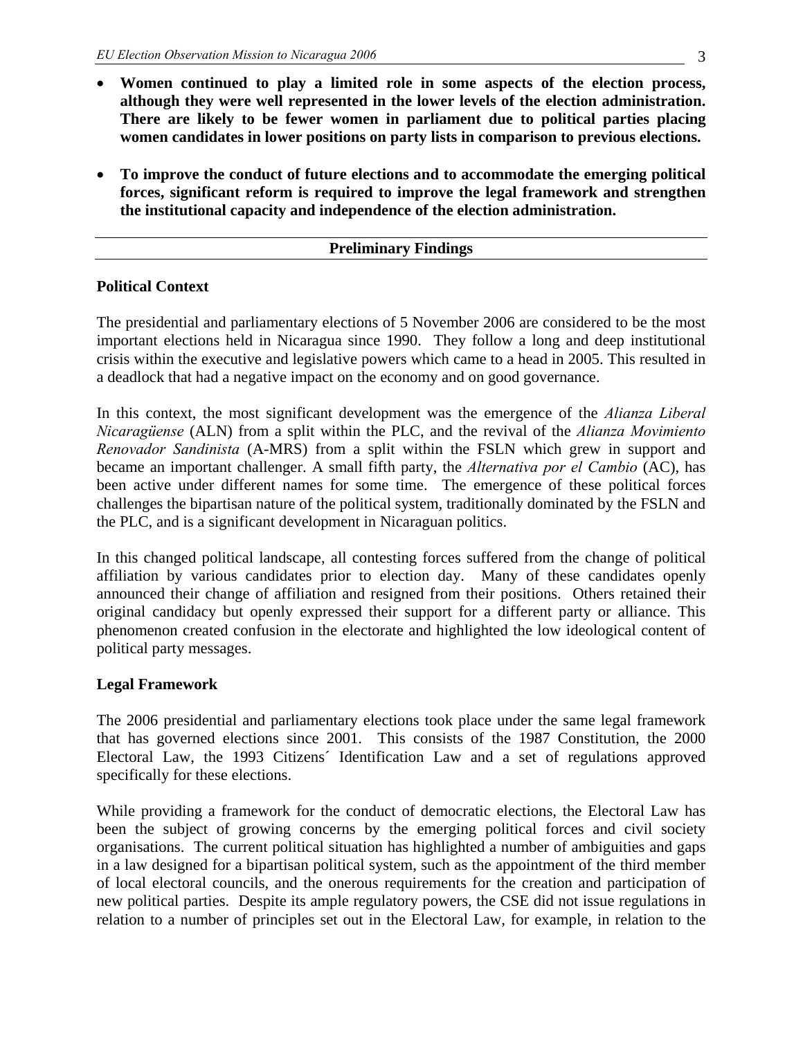- **Women continued to play a limited role in some aspects of the election process, although they were well represented in the lower levels of the election administration. There are likely to be fewer women in parliament due to political parties placing women candidates in lower positions on party lists in comparison to previous elections.**

- **To improve the conduct of future elections and to accommodate the emerging political forces, significant reform is required to improve the legal framework and strengthen the institutional capacity and independence of the election administration.**

## Preliminary Findings

### Political Context

The presidential and parliamentary elections of 5 November 2006 are considered to be the most important elections held in Nicaragua since 1990. They follow a long and deep institutional crisis within the executive and legislative powers which came to a head in 2005. This resulted in a deadlock that had a negative impact on the economy and on good governance.

In this context, the most significant development was the emergence of the *Alianza Liberal Nicaragüense* (ALN) from a split within the PLC, and the revival of the *Alianza Movimiento Renovador Sandinista* (A-MRS) from a split within the FSLN which grew in support and became an important challenger. A small fifth party, the *Alternativa por el Cambio* (AC), has been active under different names for some time. The emergence of these political forces challenges the bipartisan nature of the political system, traditionally dominated by the FSLN and the PLC, and is a significant development in Nicaraguan politics.

In this changed political landscape, all contesting forces suffered from the change of political affiliation by various candidates prior to election day. Many of these candidates openly announced their change of affiliation and resigned from their positions. Others retained their original candidacy but openly expressed their support for a different party or alliance. This phenomenon created confusion in the electorate and highlighted the low ideological content of political party messages.

### Legal Framework

The 2006 presidential and parliamentary elections took place under the same legal framework that has governed elections since 2001. This consists of the 1987 Constitution, the 2000 Electoral Law, the 1993 Citizens´ Identification Law and a set of regulations approved specifically for these elections.

While providing a framework for the conduct of democratic elections, the Electoral Law has been the subject of growing concerns by the emerging political forces and civil society organisations. The current political situation has highlighted a number of ambiguities and gaps in a law designed for a bipartisan political system, such as the appointment of the third member of local electoral councils, and the onerous requirements for the creation and participation of new political parties. Despite its ample regulatory powers, the CSE did not issue regulations in relation to a number of principles set out in the Electoral Law, for example, in relation to the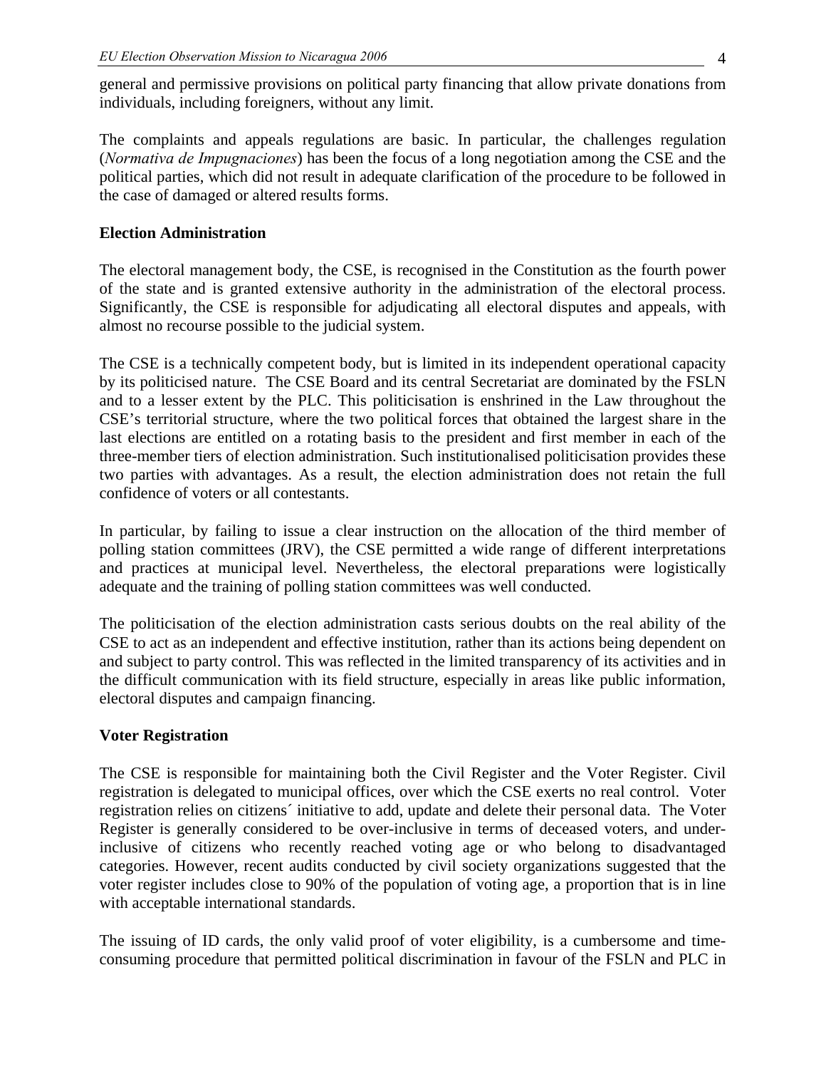general and permissive provisions on political party financing that allow private donations from individuals, including foreigners, without any limit.

The complaints and appeals regulations are basic. In particular, the challenges regulation (*Normativa de Impugnaciones*) has been the focus of a long negotiation among the CSE and the political parties, which did not result in adequate clarification of the procedure to be followed in the case of damaged or altered results forms.

**Election Administration**

The electoral management body, the CSE, is recognised in the Constitution as the fourth power of the state and is granted extensive authority in the administration of the electoral process. Significantly, the CSE is responsible for adjudicating all electoral disputes and appeals, with almost no recourse possible to the judicial system.

The CSE is a technically competent body, but is limited in its independent operational capacity by its politicised nature. The CSE Board and its central Secretariat are dominated by the FSLN and to a lesser extent by the PLC. This politicisation is enshrined in the Law throughout the CSE's territorial structure, where the two political forces that obtained the largest share in the last elections are entitled on a rotating basis to the president and first member in each of the three-member tiers of election administration. Such institutionalised politicisation provides these two parties with advantages. As a result, the election administration does not retain the full confidence of voters or all contestants.

In particular, by failing to issue a clear instruction on the allocation of the third member of polling station committees (JRV), the CSE permitted a wide range of different interpretations and practices at municipal level. Nevertheless, the electoral preparations were logistically adequate and the training of polling station committees was well conducted.

The politicisation of the election administration casts serious doubts on the real ability of the CSE to act as an independent and effective institution, rather than its actions being dependent on and subject to party control. This was reflected in the limited transparency of its activities and in the difficult communication with its field structure, especially in areas like public information, electoral disputes and campaign financing.

**Voter Registration**

The CSE is responsible for maintaining both the Civil Register and the Voter Register. Civil registration is delegated to municipal offices, over which the CSE exerts no real control. Voter registration relies on citizens´ initiative to add, update and delete their personal data. The Voter Register is generally considered to be over-inclusive in terms of deceased voters, and under-inclusive of citizens who recently reached voting age or who belong to disadvantaged categories. However, recent audits conducted by civil society organizations suggested that the voter register includes close to 90% of the population of voting age, a proportion that is in line with acceptable international standards.

The issuing of ID cards, the only valid proof of voter eligibility, is a cumbersome and time-consuming procedure that permitted political discrimination in favour of the FSLN and PLC in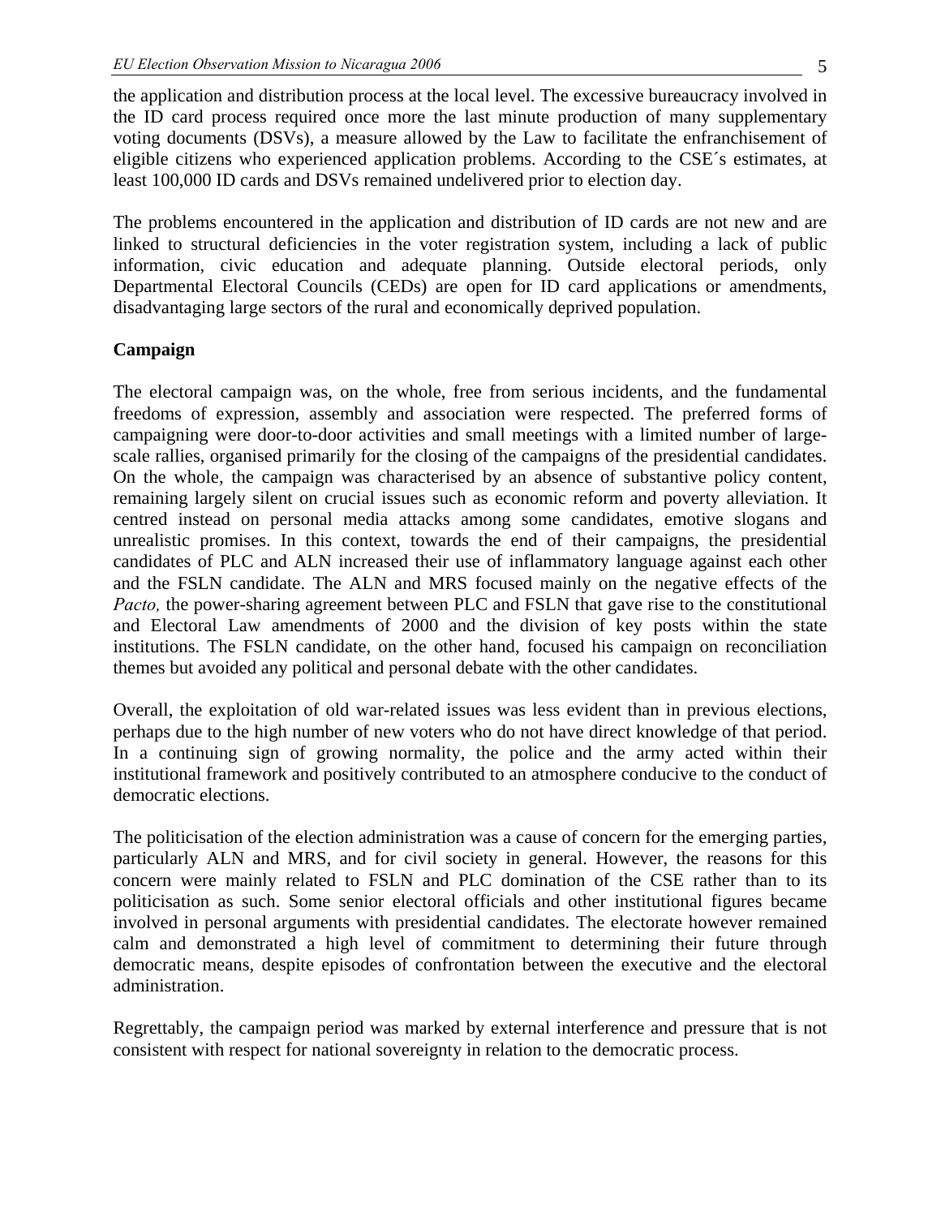the application and distribution process at the local level. The excessive bureaucracy involved in the ID card process required once more the last minute production of many supplementary voting documents (DSVs), a measure allowed by the Law to facilitate the enfranchisement of eligible citizens who experienced application problems. According to the CSE´s estimates, at least 100,000 ID cards and DSVs remained undelivered prior to election day.

The problems encountered in the application and distribution of ID cards are not new and are linked to structural deficiencies in the voter registration system, including a lack of public information, civic education and adequate planning. Outside electoral periods, only Departmental Electoral Councils (CEDs) are open for ID card applications or amendments, disadvantaging large sectors of the rural and economically deprived population.

**Campaign**

The electoral campaign was, on the whole, free from serious incidents, and the fundamental freedoms of expression, assembly and association were respected. The preferred forms of campaigning were door-to-door activities and small meetings with a limited number of large-scale rallies, organised primarily for the closing of the campaigns of the presidential candidates. On the whole, the campaign was characterised by an absence of substantive policy content, remaining largely silent on crucial issues such as economic reform and poverty alleviation. It centred instead on personal media attacks among some candidates, emotive slogans and unrealistic promises. In this context, towards the end of their campaigns, the presidential candidates of PLC and ALN increased their use of inflammatory language against each other and the FSLN candidate. The ALN and MRS focused mainly on the negative effects of the *Pacto,* the power-sharing agreement between PLC and FSLN that gave rise to the constitutional and Electoral Law amendments of 2000 and the division of key posts within the state institutions. The FSLN candidate, on the other hand, focused his campaign on reconciliation themes but avoided any political and personal debate with the other candidates.

Overall, the exploitation of old war-related issues was less evident than in previous elections, perhaps due to the high number of new voters who do not have direct knowledge of that period. In a continuing sign of growing normality, the police and the army acted within their institutional framework and positively contributed to an atmosphere conducive to the conduct of democratic elections.

The politicisation of the election administration was a cause of concern for the emerging parties, particularly ALN and MRS, and for civil society in general. However, the reasons for this concern were mainly related to FSLN and PLC domination of the CSE rather than to its politicisation as such. Some senior electoral officials and other institutional figures became involved in personal arguments with presidential candidates. The electorate however remained calm and demonstrated a high level of commitment to determining their future through democratic means, despite episodes of confrontation between the executive and the electoral administration.

Regrettably, the campaign period was marked by external interference and pressure that is not consistent with respect for national sovereignty in relation to the democratic process.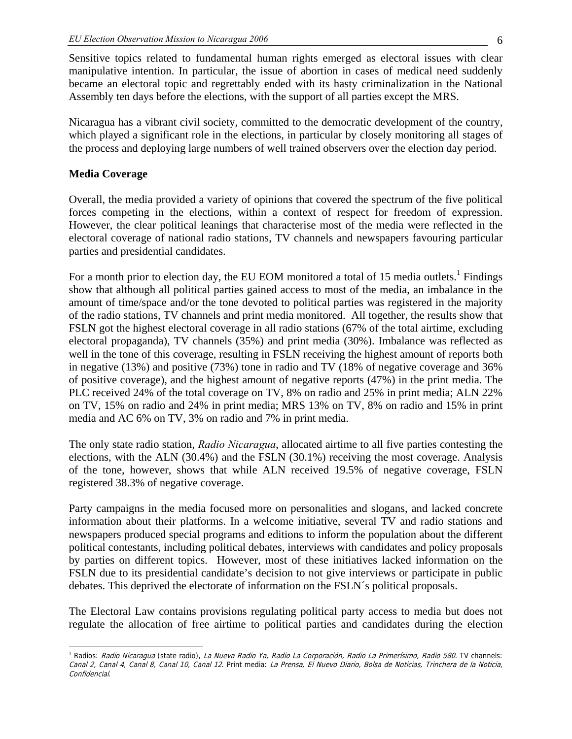Sensitive topics related to fundamental human rights emerged as electoral issues with clear manipulative intention. In particular, the issue of abortion in cases of medical need suddenly became an electoral topic and regrettably ended with its hasty criminalization in the National Assembly ten days before the elections, with the support of all parties except the MRS.

Nicaragua has a vibrant civil society, committed to the democratic development of the country, which played a significant role in the elections, in particular by closely monitoring all stages of the process and deploying large numbers of well trained observers over the election day period.

**Media Coverage**

Overall, the media provided a variety of opinions that covered the spectrum of the five political forces competing in the elections, within a context of respect for freedom of expression. However, the clear political leanings that characterise most of the media were reflected in the electoral coverage of national radio stations, TV channels and newspapers favouring particular parties and presidential candidates.

For a month prior to election day, the EU EOM monitored a total of 15 media outlets.[1] Findings show that although all political parties gained access to most of the media, an imbalance in the amount of time/space and/or the tone devoted to political parties was registered in the majority of the radio stations, TV channels and print media monitored. All together, the results show that FSLN got the highest electoral coverage in all radio stations (67% of the total airtime, excluding electoral propaganda), TV channels (35%) and print media (30%). Imbalance was reflected as well in the tone of this coverage, resulting in FSLN receiving the highest amount of reports both in negative (13%) and positive (73%) tone in radio and TV (18% of negative coverage and 36% of positive coverage), and the highest amount of negative reports (47%) in the print media. The PLC received 24% of the total coverage on TV, 8% on radio and 25% in print media; ALN 22% on TV, 15% on radio and 24% in print media; MRS 13% on TV, 8% on radio and 15% in print media and AC 6% on TV, 3% on radio and 7% in print media.

The only state radio station, *Radio Nicaragua*, allocated airtime to all five parties contesting the elections, with the ALN (30.4%) and the FSLN (30.1%) receiving the most coverage. Analysis of the tone, however, shows that while ALN received 19.5% of negative coverage, FSLN registered 38.3% of negative coverage.

Party campaigns in the media focused more on personalities and slogans, and lacked concrete information about their platforms. In a welcome initiative, several TV and radio stations and newspapers produced special programs and editions to inform the population about the different political contestants, including political debates, interviews with candidates and policy proposals by parties on different topics. However, most of these initiatives lacked information on the FSLN due to its presidential candidate's decision to not give interviews or participate in public debates. This deprived the electorate of information on the FSLN´s political proposals.

The Electoral Law contains provisions regulating political party access to media but does not regulate the allocation of free airtime to political parties and candidates during the election

---

[1] Radios: *Radio Nicaragua* (state radio), *La Nueva Radio Ya, Radio La Corporación, Radio La Primerísimo, Radio 580.* TV channels: *Canal 2, Canal 4, Canal 8, Canal 10, Canal 12*. Print media: *La Prensa, El Nuevo Diario, Bolsa de Noticias, Trinchera de la Noticia, Confidencial.*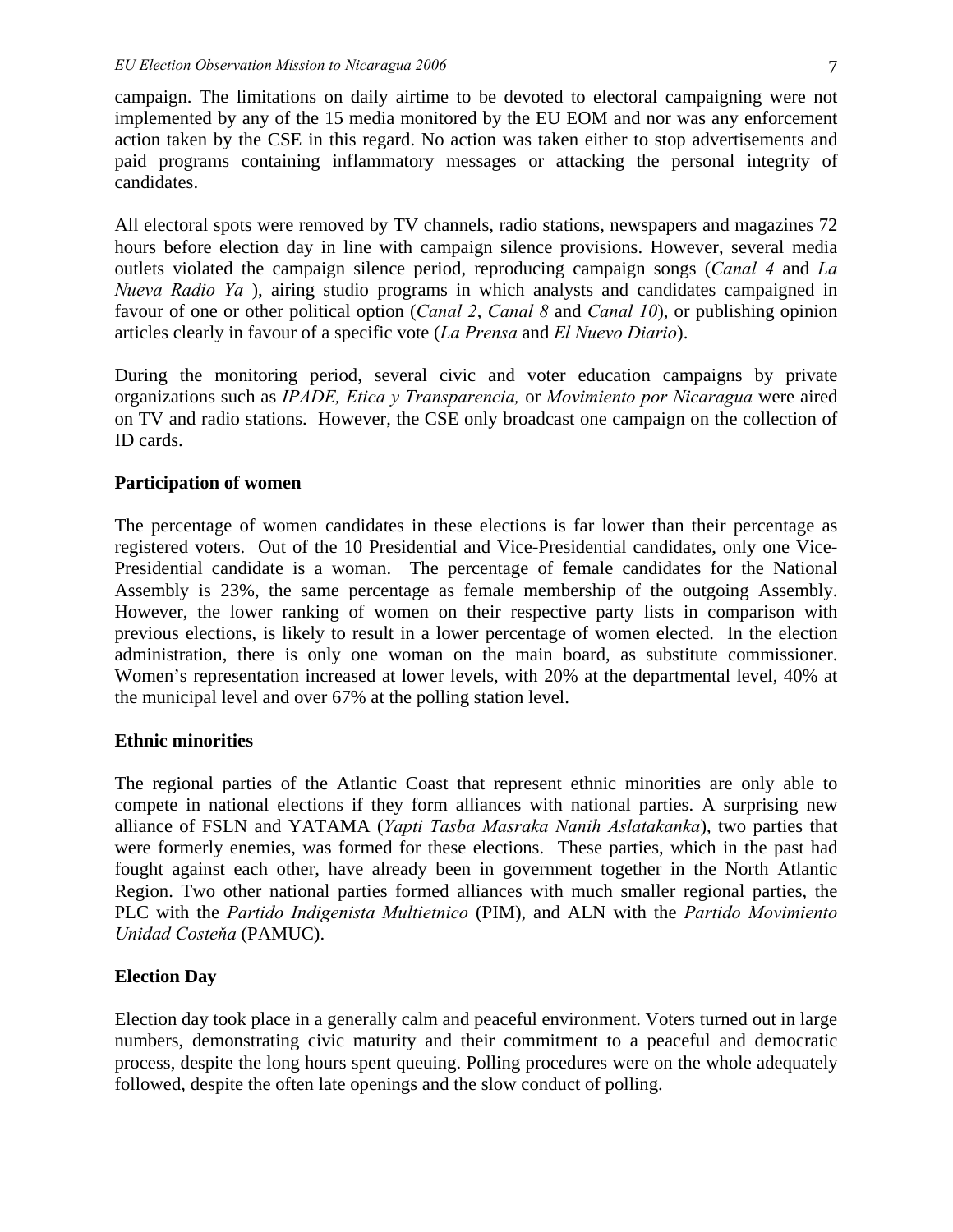campaign. The limitations on daily airtime to be devoted to electoral campaigning were not implemented by any of the 15 media monitored by the EU EOM and nor was any enforcement action taken by the CSE in this regard. No action was taken either to stop advertisements and paid programs containing inflammatory messages or attacking the personal integrity of candidates.

All electoral spots were removed by TV channels, radio stations, newspapers and magazines 72 hours before election day in line with campaign silence provisions. However, several media outlets violated the campaign silence period, reproducing campaign songs (*Canal 4* and *La Nueva Radio Ya* ), airing studio programs in which analysts and candidates campaigned in favour of one or other political option (*Canal 2*, *Canal 8* and *Canal 10*), or publishing opinion articles clearly in favour of a specific vote (*La Prensa* and *El Nuevo Diario*).

During the monitoring period, several civic and voter education campaigns by private organizations such as *IPADE, Etica y Transparencia,* or *Movimiento por Nicaragua* were aired on TV and radio stations. However, the CSE only broadcast one campaign on the collection of ID cards.

**Participation of women**

The percentage of women candidates in these elections is far lower than their percentage as registered voters. Out of the 10 Presidential and Vice-Presidential candidates, only one Vice-Presidential candidate is a woman. The percentage of female candidates for the National Assembly is 23%, the same percentage as female membership of the outgoing Assembly. However, the lower ranking of women on their respective party lists in comparison with previous elections, is likely to result in a lower percentage of women elected. In the election administration, there is only one woman on the main board, as substitute commissioner. Women's representation increased at lower levels, with 20% at the departmental level, 40% at the municipal level and over 67% at the polling station level.

**Ethnic minorities**

The regional parties of the Atlantic Coast that represent ethnic minorities are only able to compete in national elections if they form alliances with national parties. A surprising new alliance of FSLN and YATAMA (*Yapti Tasba Masraka Nanih Aslatakanka*), two parties that were formerly enemies, was formed for these elections. These parties, which in the past had fought against each other, have already been in government together in the North Atlantic Region. Two other national parties formed alliances with much smaller regional parties, the PLC with the *Partido Indigenista Multietnico* (PIM), and ALN with the *Partido Movimiento Unidad Costeňa* (PAMUC).

**Election Day**

Election day took place in a generally calm and peaceful environment. Voters turned out in large numbers, demonstrating civic maturity and their commitment to a peaceful and democratic process, despite the long hours spent queuing. Polling procedures were on the whole adequately followed, despite the often late openings and the slow conduct of polling.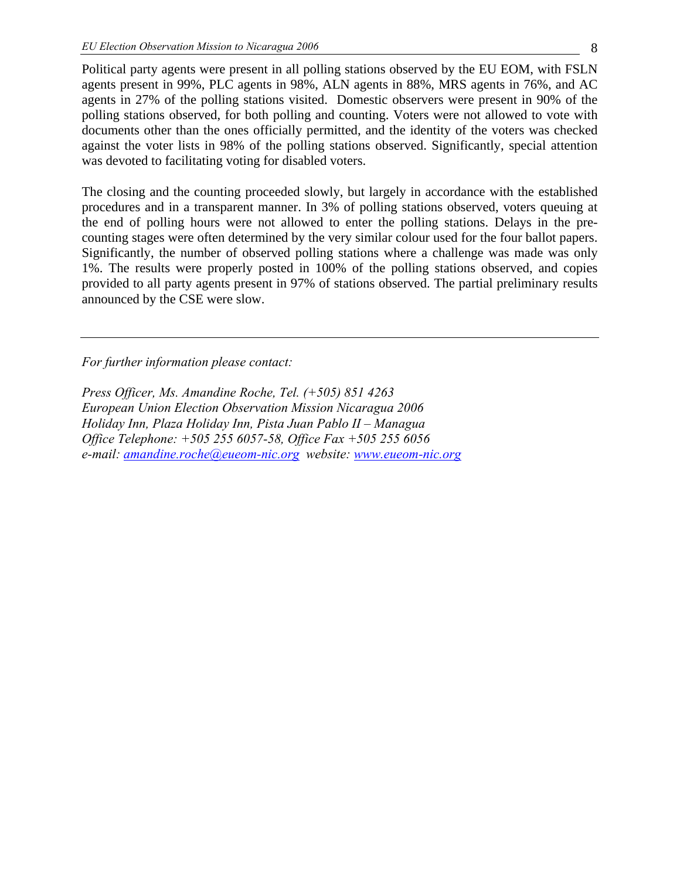Political party agents were present in all polling stations observed by the EU EOM, with FSLN agents present in 99%, PLC agents in 98%, ALN agents in 88%, MRS agents in 76%, and AC agents in 27% of the polling stations visited. Domestic observers were present in 90% of the polling stations observed, for both polling and counting. Voters were not allowed to vote with documents other than the ones officially permitted, and the identity of the voters was checked against the voter lists in 98% of the polling stations observed. Significantly, special attention was devoted to facilitating voting for disabled voters.

The closing and the counting proceeded slowly, but largely in accordance with the established procedures and in a transparent manner. In 3% of polling stations observed, voters queuing at the end of polling hours were not allowed to enter the polling stations. Delays in the pre-counting stages were often determined by the very similar colour used for the four ballot papers. Significantly, the number of observed polling stations where a challenge was made was only 1%. The results were properly posted in 100% of the polling stations observed, and copies provided to all party agents present in 97% of stations observed. The partial preliminary results announced by the CSE were slow.

---

*For further information please contact:*

*Press Officer, Ms. Amandine Roche, Tel. (+505) 851 4263*
*European Union Election Observation Mission Nicaragua 2006*
*Holiday Inn, Plaza Holiday Inn, Pista Juan Pablo II – Managua*
*Office Telephone: +505 255 6057-58, Office Fax +505 255 6056*
*e-mail: amandine.roche@eueom-nic.org website: www.eueom-nic.org*